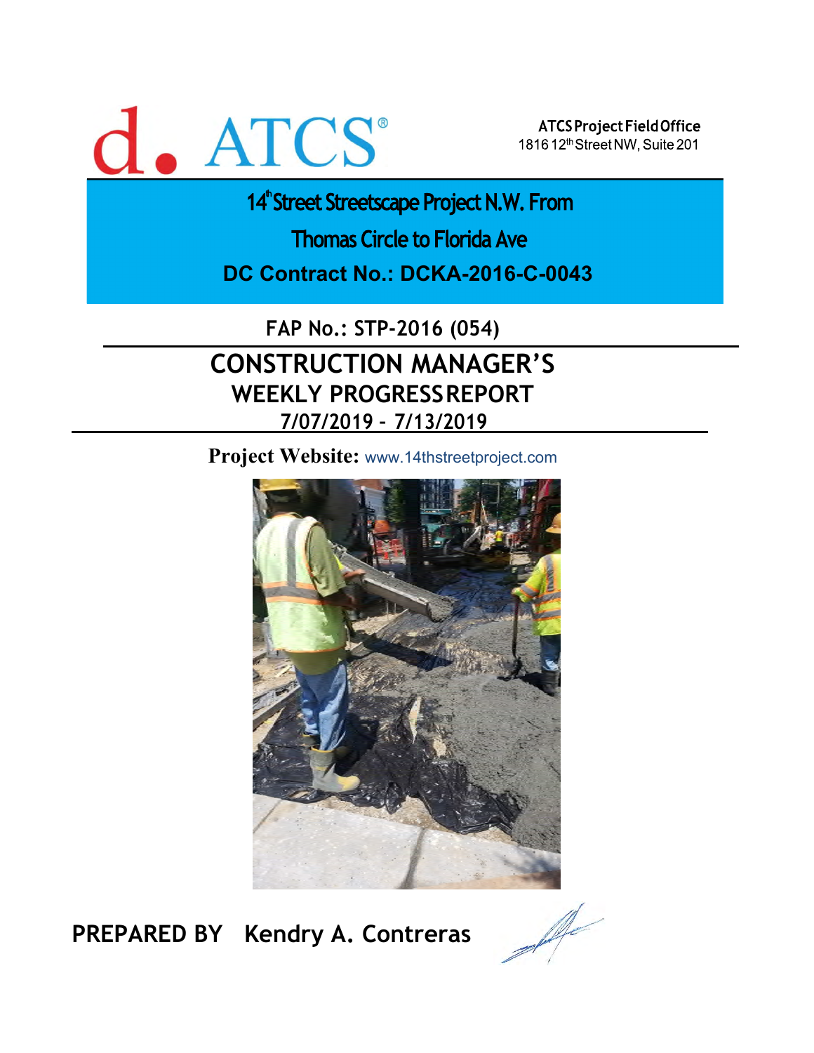d. ATCS®

**ATCS Project Field Office**
1816 12th Street NW, Suite 201

# 14th Street Streetscape Project N.W. From Thomas Circle to Florida Ave

## DC Contract No.: DCKA-2016-C-0043

**FAP No.: STP-2016 (054)**

# CONSTRUCTION MANAGER'S WEEKLY PROGRESS REPORT

**7/07/2019 – 7/13/2019**

**Project Website:** www.14thstreetproject.com

**PREPARED BY** Kendry A. Contreras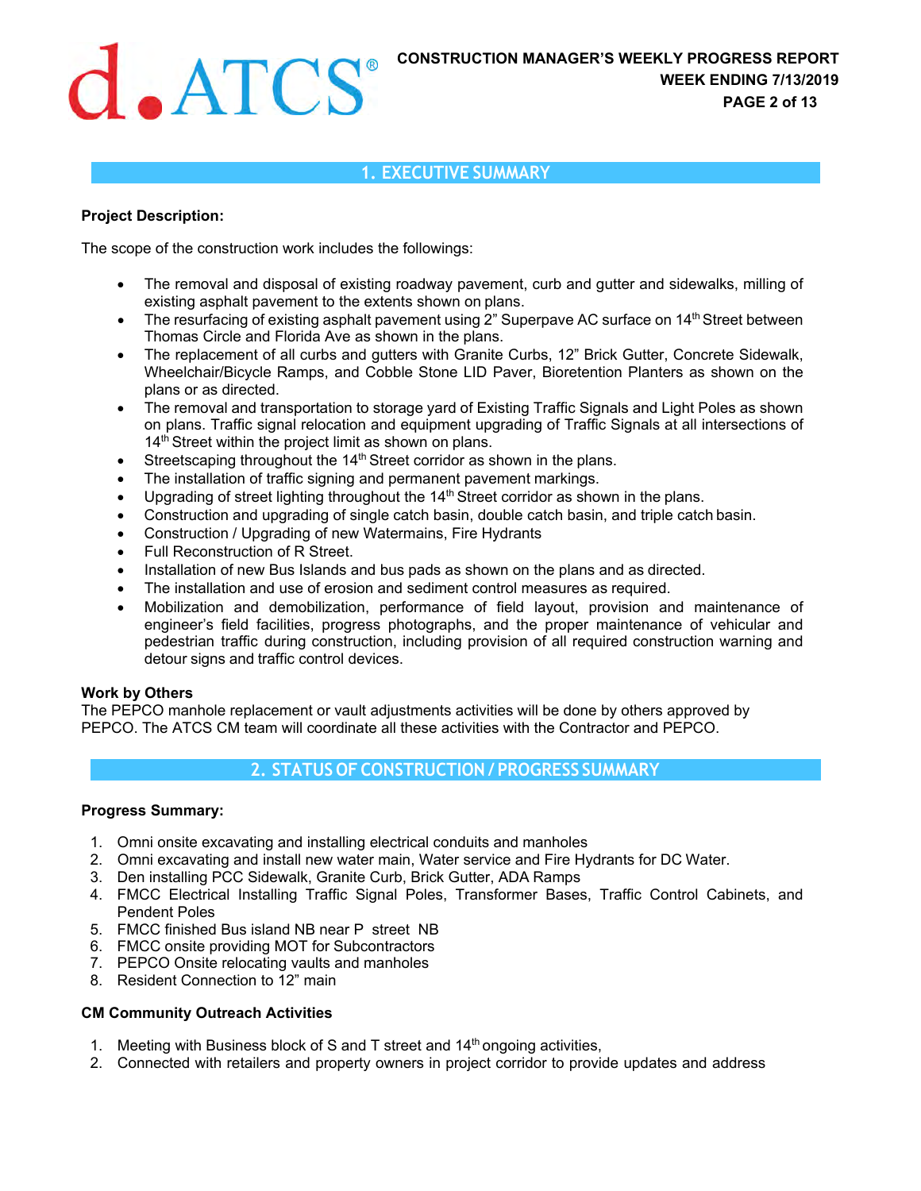## 1. EXECUTIVE SUMMARY

**Project Description:**

The scope of the construction work includes the followings:

- The removal and disposal of existing roadway pavement, curb and gutter and sidewalks, milling of existing asphalt pavement to the extents shown on plans.
- The resurfacing of existing asphalt pavement using 2” Superpave AC surface on 14th Street between Thomas Circle and Florida Ave as shown in the plans.
- The replacement of all curbs and gutters with Granite Curbs, 12” Brick Gutter, Concrete Sidewalk, Wheelchair/Bicycle Ramps, and Cobble Stone LID Paver, Bioretention Planters as shown on the plans or as directed.
- The removal and transportation to storage yard of Existing Traffic Signals and Light Poles as shown on plans. Traffic signal relocation and equipment upgrading of Traffic Signals at all intersections of 14th Street within the project limit as shown on plans.
- Streetscaping throughout the 14th Street corridor as shown in the plans.
- The installation of traffic signing and permanent pavement markings.
- Upgrading of street lighting throughout the 14th Street corridor as shown in the plans.
- Construction and upgrading of single catch basin, double catch basin, and triple catch basin.
- Construction / Upgrading of new Watermains, Fire Hydrants
- Full Reconstruction of R Street.
- Installation of new Bus Islands and bus pads as shown on the plans and as directed.
- The installation and use of erosion and sediment control measures as required.
- Mobilization and demobilization, performance of field layout, provision and maintenance of engineer’s field facilities, progress photographs, and the proper maintenance of vehicular and pedestrian traffic during construction, including provision of all required construction warning and detour signs and traffic control devices.

**Work by Others**
The PEPCO manhole replacement or vault adjustments activities will be done by others approved by PEPCO. The ATCS CM team will coordinate all these activities with the Contractor and PEPCO.

## 2. STATUS OF CONSTRUCTION / PROGRESS SUMMARY

**Progress Summary:**

1. Omni onsite excavating and installing electrical conduits and manholes
2. Omni excavating and install new water main, Water service and Fire Hydrants for DC Water.
3. Den installing PCC Sidewalk, Granite Curb, Brick Gutter, ADA Ramps
4. FMCC Electrical Installing Traffic Signal Poles, Transformer Bases, Traffic Control Cabinets, and Pendent Poles
5. FMCC finished Bus island NB near P street NB
6. FMCC onsite providing MOT for Subcontractors
7. PEPCO Onsite relocating vaults and manholes
8. Resident Connection to 12” main

**CM Community Outreach Activities**

1. Meeting with Business block of S and T street and 14th ongoing activities,
2. Connected with retailers and property owners in project corridor to provide updates and address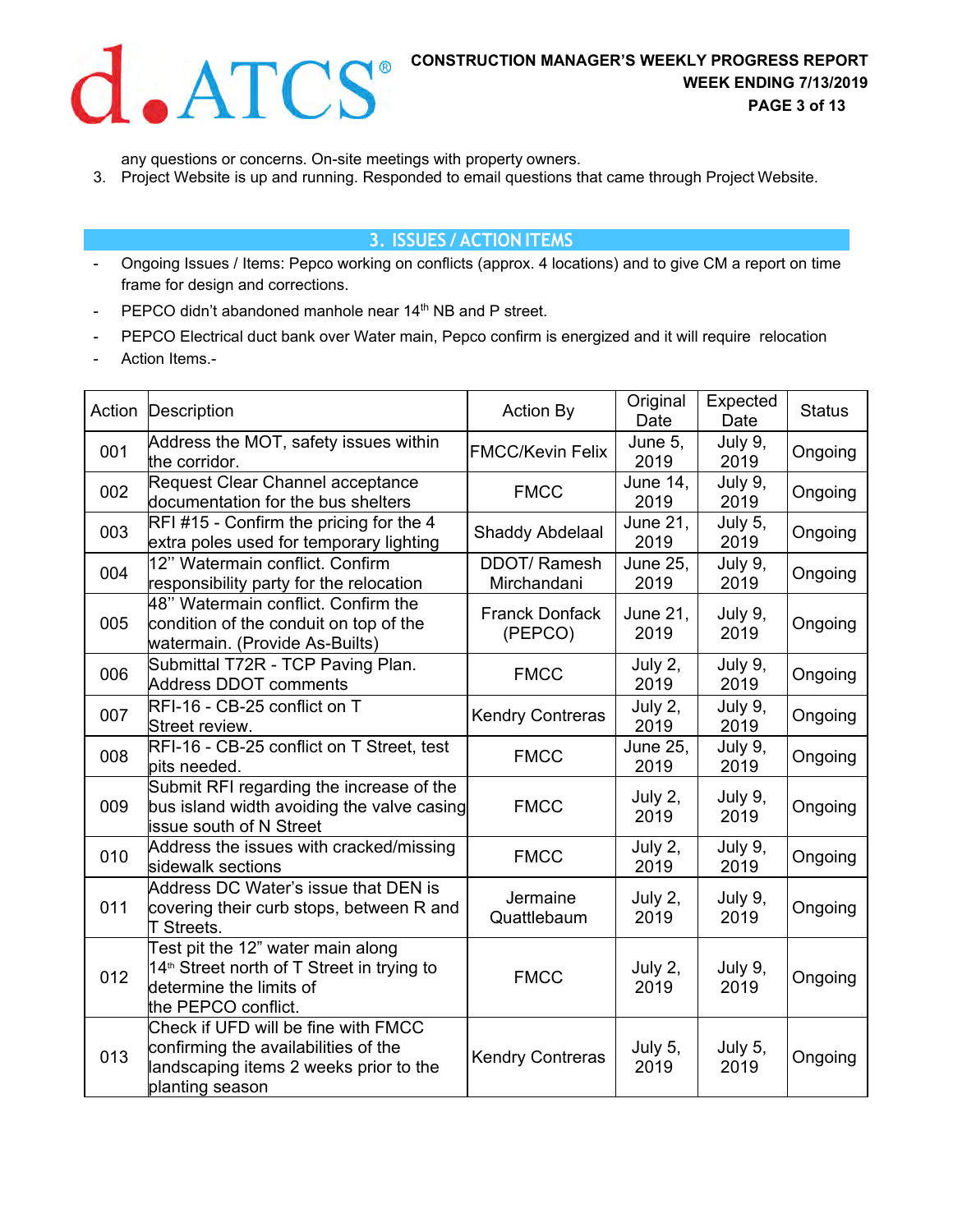any questions or concerns. On-site meetings with property owners.

3. Project Website is up and running. Responded to email questions that came through Project Website.

## 3. ISSUES / ACTION ITEMS

- Ongoing Issues / Items: Pepco working on conflicts (approx. 4 locations) and to give CM a report on time frame for design and corrections.
- PEPCO didn't abandoned manhole near 14th NB and P street.
- PEPCO Electrical duct bank over Water main, Pepco confirm is energized and it will require relocation
- Action Items.-

| Action | Description | Action By | Original Date | Expected Date | Status |
|---|---|---|---|---|---|
| 001 | Address the MOT, safety issues within the corridor. | FMCC/Kevin Felix | June 5, 2019 | July 9, 2019 | Ongoing |
| 002 | Request Clear Channel acceptance documentation for the bus shelters | FMCC | June 14, 2019 | July 9, 2019 | Ongoing |
| 003 | RFI #15 - Confirm the pricing for the 4 extra poles used for temporary lighting | Shaddy Abdelaal | June 21, 2019 | July 5, 2019 | Ongoing |
| 004 | 12" Watermain conflict. Confirm responsibility party for the relocation | DDOT/ Ramesh Mirchandani | June 25, 2019 | July 9, 2019 | Ongoing |
| 005 | 48" Watermain conflict. Confirm the condition of the conduit on top of the watermain. (Provide As-Builts) | Franck Donfack (PEPCO) | June 21, 2019 | July 9, 2019 | Ongoing |
| 006 | Submittal T72R - TCP Paving Plan. Address DDOT comments | FMCC | July 2, 2019 | July 9, 2019 | Ongoing |
| 007 | RFI-16 - CB-25 conflict on T Street review. | Kendry Contreras | July 2, 2019 | July 9, 2019 | Ongoing |
| 008 | RFI-16 - CB-25 conflict on T Street, test pits needed. | FMCC | June 25, 2019 | July 9, 2019 | Ongoing |
| 009 | Submit RFI regarding the increase of the bus island width avoiding the valve casing issue south of N Street | FMCC | July 2, 2019 | July 9, 2019 | Ongoing |
| 010 | Address the issues with cracked/missing sidewalk sections | FMCC | July 2, 2019 | July 9, 2019 | Ongoing |
| 011 | Address DC Water's issue that DEN is covering their curb stops, between R and T Streets. | Jermaine Quattlebaum | July 2, 2019 | July 9, 2019 | Ongoing |
| 012 | Test pit the 12" water main along 14th Street north of T Street in trying to determine the limits of the PEPCO conflict. | FMCC | July 2, 2019 | July 9, 2019 | Ongoing |
| 013 | Check if UFD will be fine with FMCC confirming the availabilities of the landscaping items 2 weeks prior to the planting season | Kendry Contreras | July 5, 2019 | July 5, 2019 | Ongoing |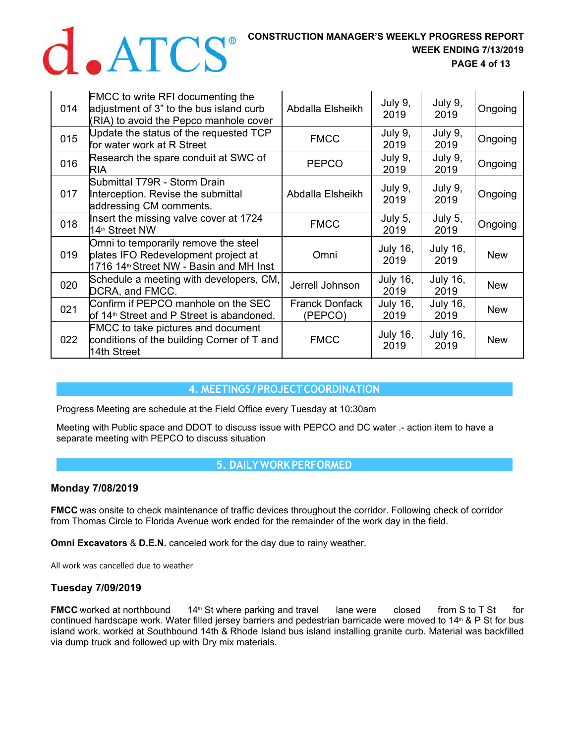| | | | | | |
|---|---|---|---|---|---|
| 014 | FMCC to write RFI documenting the adjustment of 3" to the bus island curb (RIA) to avoid the Pepco manhole cover | Abdalla Elsheikh | July 9, 2019 | July 9, 2019 | Ongoing |
| 015 | Update the status of the requested TCP for water work at R Street | FMCC | July 9, 2019 | July 9, 2019 | Ongoing |
| 016 | Research the spare conduit at SWC of RIA | PEPCO | July 9, 2019 | July 9, 2019 | Ongoing |
| 017 | Submittal T79R - Storm Drain Interception. Revise the submittal addressing CM comments. | Abdalla Elsheikh | July 9, 2019 | July 9, 2019 | Ongoing |
| 018 | Insert the missing valve cover at 1724 14th Street NW | FMCC | July 5, 2019 | July 5, 2019 | Ongoing |
| 019 | Omni to temporarily remove the steel plates IFO Redevelopment project at 1716 14th Street NW - Basin and MH Inst | Omni | July 16, 2019 | July 16, 2019 | New |
| 020 | Schedule a meeting with developers, CM, DCRA, and FMCC. | Jerrell Johnson | July 16, 2019 | July 16, 2019 | New |
| 021 | Confirm if PEPCO manhole on the SEC of 14th Street and P Street is abandoned. | Franck Donfack (PEPCO) | July 16, 2019 | July 16, 2019 | New |
| 022 | FMCC to take pictures and document conditions of the building Corner of T and 14th Street | FMCC | July 16, 2019 | July 16, 2019 | New |

## 4. MEETINGS / PROJECT COORDINATION

Progress Meeting are schedule at the Field Office every Tuesday at 10:30am

Meeting with Public space and DDOT to discuss issue with PEPCO and DC water .- action item to have a separate meeting with PEPCO to discuss situation

## 5. DAILY WORK PERFORMED

### Monday 7/08/2019

**FMCC** was onsite to check maintenance of traffic devices throughout the corridor. Following check of corridor from Thomas Circle to Florida Avenue work ended for the remainder of the work day in the field.

**Omni Excavators** & **D.E.N.** canceled work for the day due to rainy weather.

All work was cancelled due to weather

### Tuesday 7/09/2019

**FMCC** worked at northbound 14th St where parking and travel lane were closed from S to T St for continued hardscape work. Water filled jersey barriers and pedestrian barricade were moved to 14th & P St for bus island work. worked at Southbound 14th & Rhode Island bus island installing granite curb. Material was backfilled via dump truck and followed up with Dry mix materials.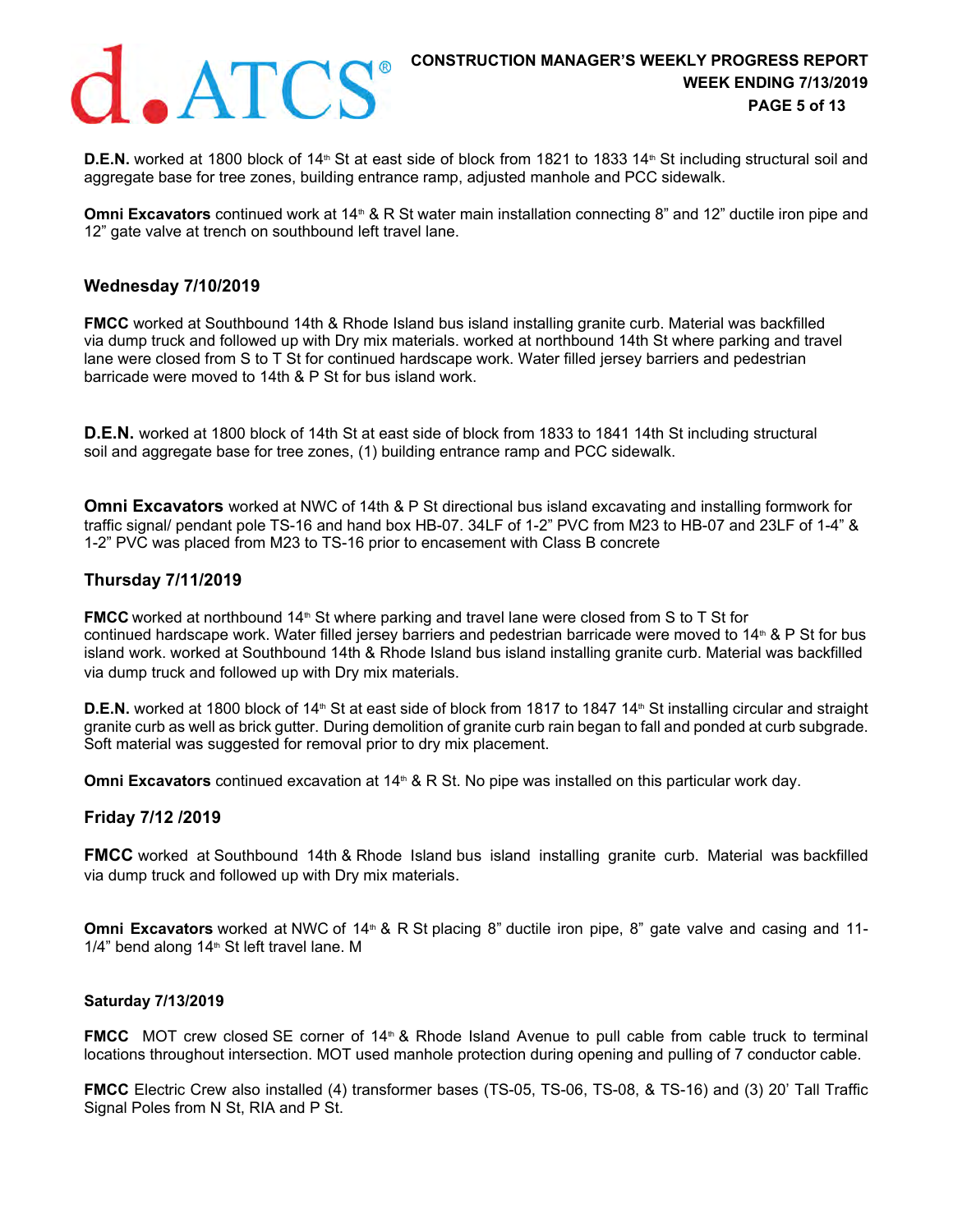**D.E.N.** worked at 1800 block of 14th St at east side of block from 1821 to 1833 14th St including structural soil and aggregate base for tree zones, building entrance ramp, adjusted manhole and PCC sidewalk.

**Omni Excavators** continued work at 14th & R St water main installation connecting 8" and 12" ductile iron pipe and 12" gate valve at trench on southbound left travel lane.

### Wednesday 7/10/2019

**FMCC** worked at Southbound 14th & Rhode Island bus island installing granite curb. Material was backfilled via dump truck and followed up with Dry mix materials. worked at northbound 14th St where parking and travel lane were closed from S to T St for continued hardscape work. Water filled jersey barriers and pedestrian barricade were moved to 14th & P St for bus island work.

**D.E.N.** worked at 1800 block of 14th St at east side of block from 1833 to 1841 14th St including structural soil and aggregate base for tree zones, (1) building entrance ramp and PCC sidewalk.

**Omni Excavators** worked at NWC of 14th & P St directional bus island excavating and installing formwork for traffic signal/ pendant pole TS-16 and hand box HB-07. 34LF of 1-2" PVC from M23 to HB-07 and 23LF of 1-4" & 1-2" PVC was placed from M23 to TS-16 prior to encasement with Class B concrete

### Thursday 7/11/2019

**FMCC** worked at northbound 14th St where parking and travel lane were closed from S to T St for continued hardscape work. Water filled jersey barriers and pedestrian barricade were moved to 14th & P St for bus island work. worked at Southbound 14th & Rhode Island bus island installing granite curb. Material was backfilled via dump truck and followed up with Dry mix materials.

**D.E.N.** worked at 1800 block of 14th St at east side of block from 1817 to 1847 14th St installing circular and straight granite curb as well as brick gutter. During demolition of granite curb rain began to fall and ponded at curb subgrade. Soft material was suggested for removal prior to dry mix placement.

**Omni Excavators** continued excavation at 14th & R St. No pipe was installed on this particular work day.

### Friday 7/12 /2019

**FMCC** worked at Southbound 14th & Rhode Island bus island installing granite curb. Material was backfilled via dump truck and followed up with Dry mix materials.

**Omni Excavators** worked at NWC of 14th & R St placing 8" ductile iron pipe, 8" gate valve and casing and 11-1/4" bend along 14th St left travel lane. M

### Saturday 7/13/2019

**FMCC** MOT crew closed SE corner of 14th & Rhode Island Avenue to pull cable from cable truck to terminal locations throughout intersection. MOT used manhole protection during opening and pulling of 7 conductor cable.

**FMCC** Electric Crew also installed (4) transformer bases (TS-05, TS-06, TS-08, & TS-16) and (3) 20' Tall Traffic Signal Poles from N St, RIA and P St.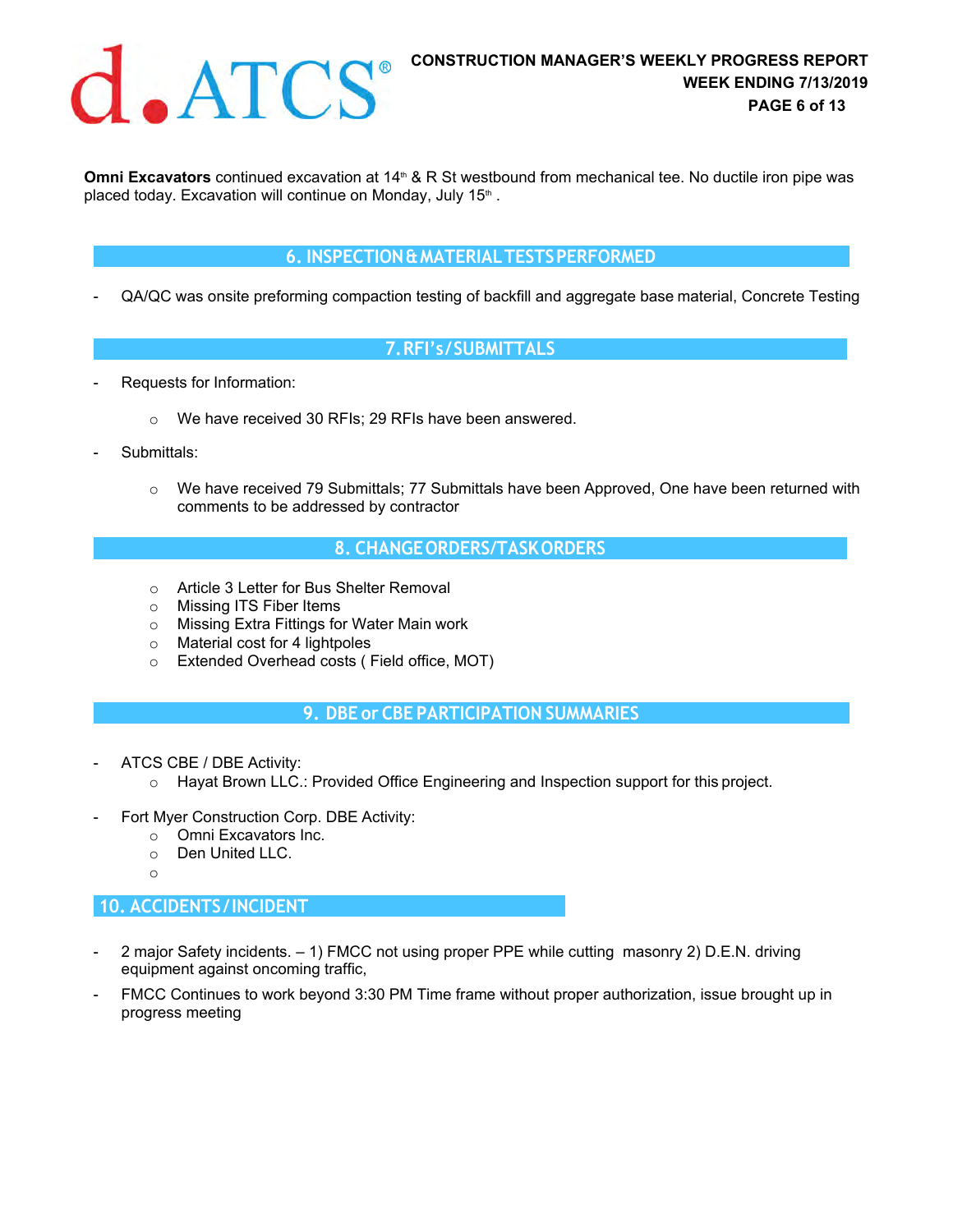**Omni Excavators** continued excavation at 14th & R St westbound from mechanical tee. No ductile iron pipe was placed today. Excavation will continue on Monday, July 15th .

## 6. INSPECTION & MATERIAL TESTS PERFORMED

- QA/QC was onsite preforming compaction testing of backfill and aggregate base material, Concrete Testing

## 7. RFI's / SUBMITTALS

- Requests for Information:
  - We have received 30 RFIs; 29 RFIs have been answered.
- Submittals:
  - We have received 79 Submittals; 77 Submittals have been Approved, One have been returned with comments to be addressed by contractor

## 8. CHANGE ORDERS/TASK ORDERS

- Article 3 Letter for Bus Shelter Removal
- Missing ITS Fiber Items
- Missing Extra Fittings for Water Main work
- Material cost for 4 lightpoles
- Extended Overhead costs ( Field office, MOT)

## 9. DBE or CBE PARTICIPATION SUMMARIES

- ATCS CBE / DBE Activity:
  - Hayat Brown LLC.: Provided Office Engineering and Inspection support for this project.
- Fort Myer Construction Corp. DBE Activity:
  - Omni Excavators Inc.
  - Den United LLC.
  - 

## 10. ACCIDENTS / INCIDENT

- 2 major Safety incidents. – 1) FMCC not using proper PPE while cutting masonry 2) D.E.N. driving equipment against oncoming traffic,
- FMCC Continues to work beyond 3:30 PM Time frame without proper authorization, issue brought up in progress meeting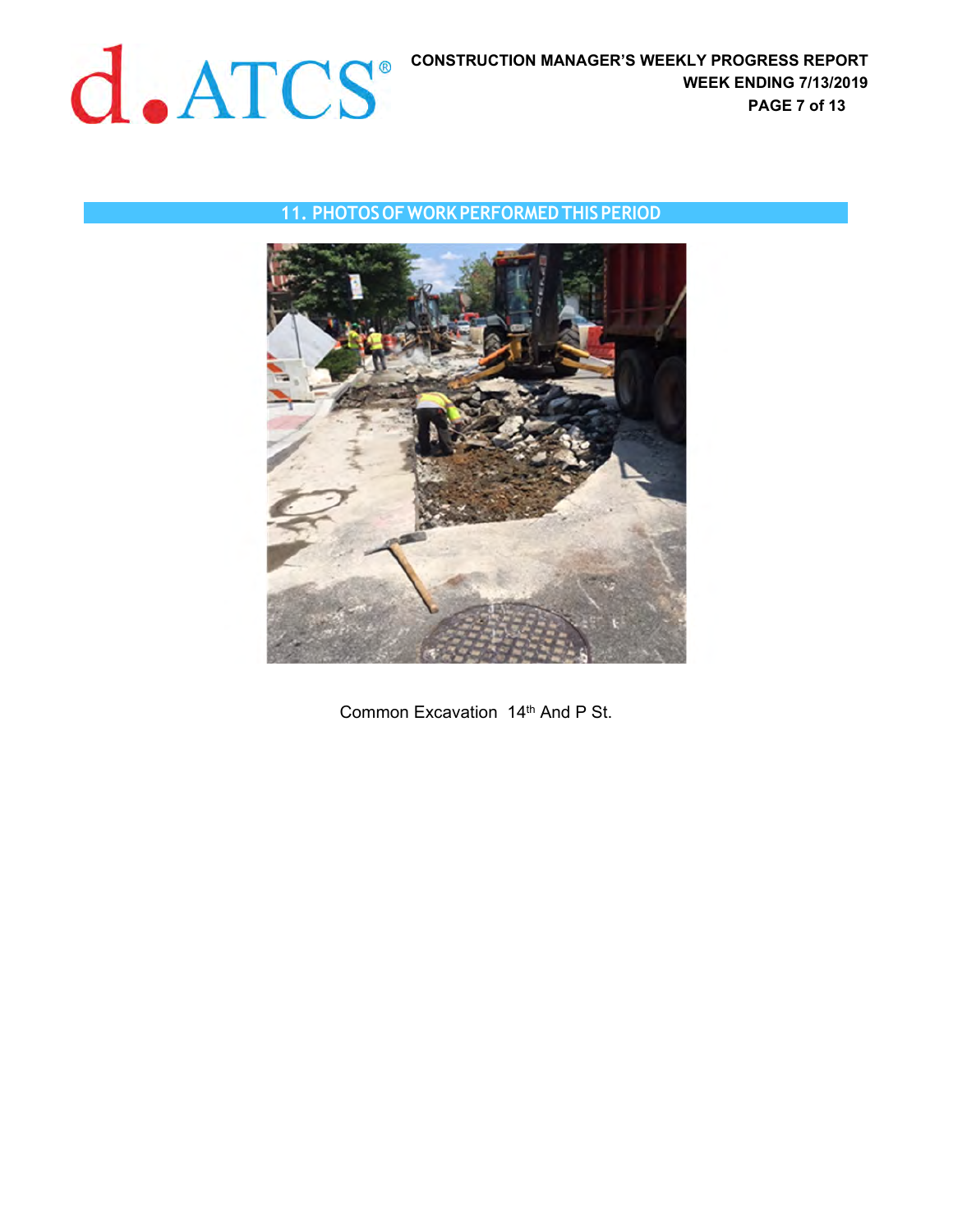## 11. PHOTOS OF WORK PERFORMED THIS PERIOD

Common Excavation 14th And P St.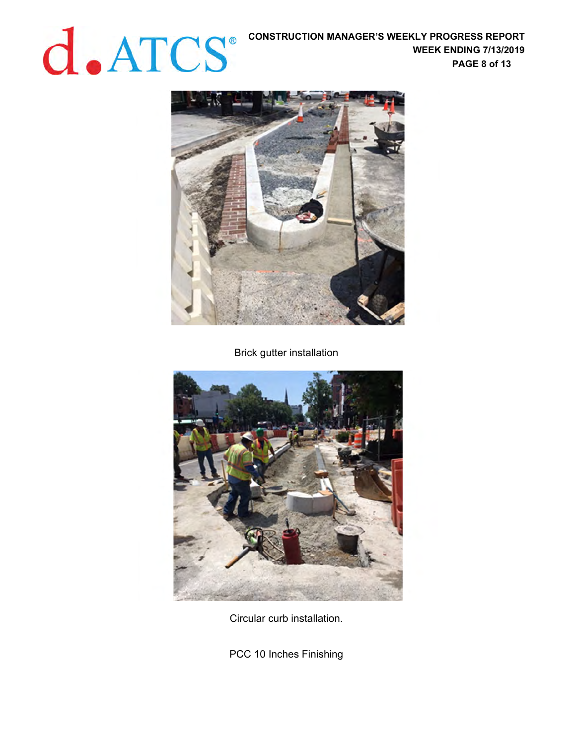Brick gutter installation

Circular curb installation.

PCC 10 Inches Finishing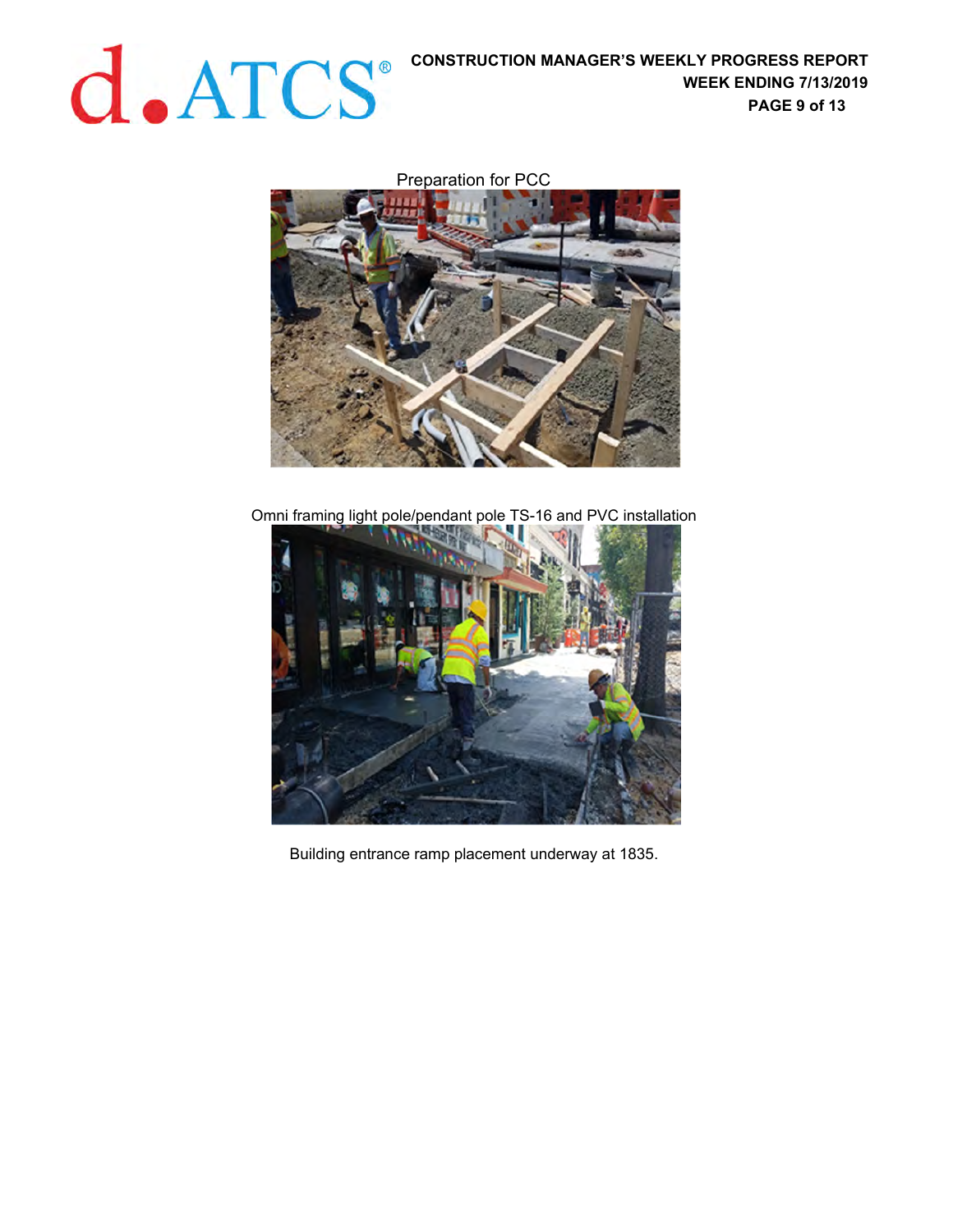Preparation for PCC

Omni framing light pole/pendant pole TS-16 and PVC installation

Building entrance ramp placement underway at 1835.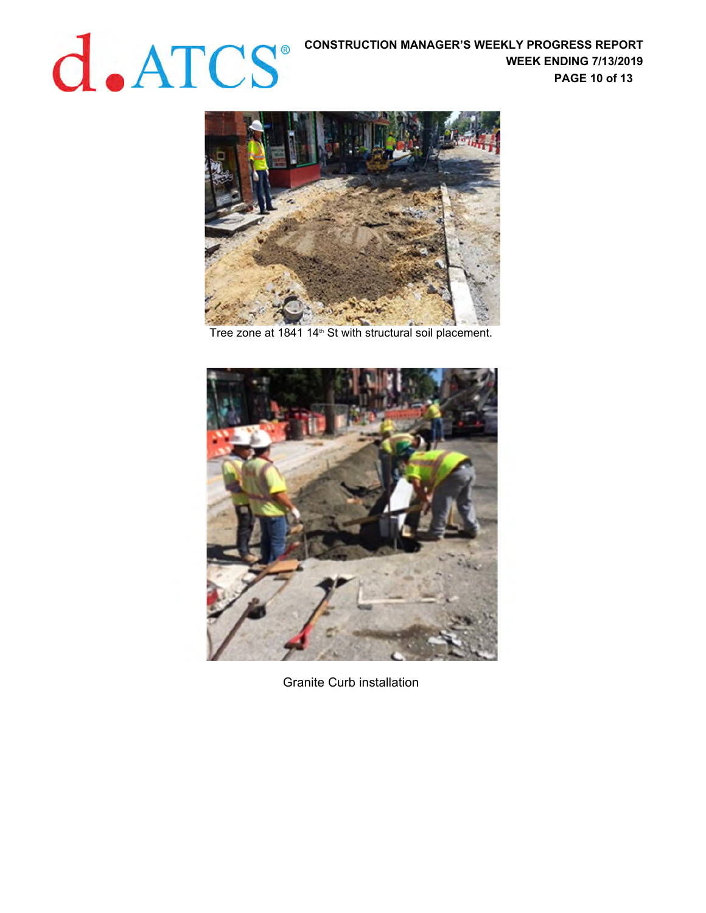Tree zone at 1841 14th St with structural soil placement.

Granite Curb installation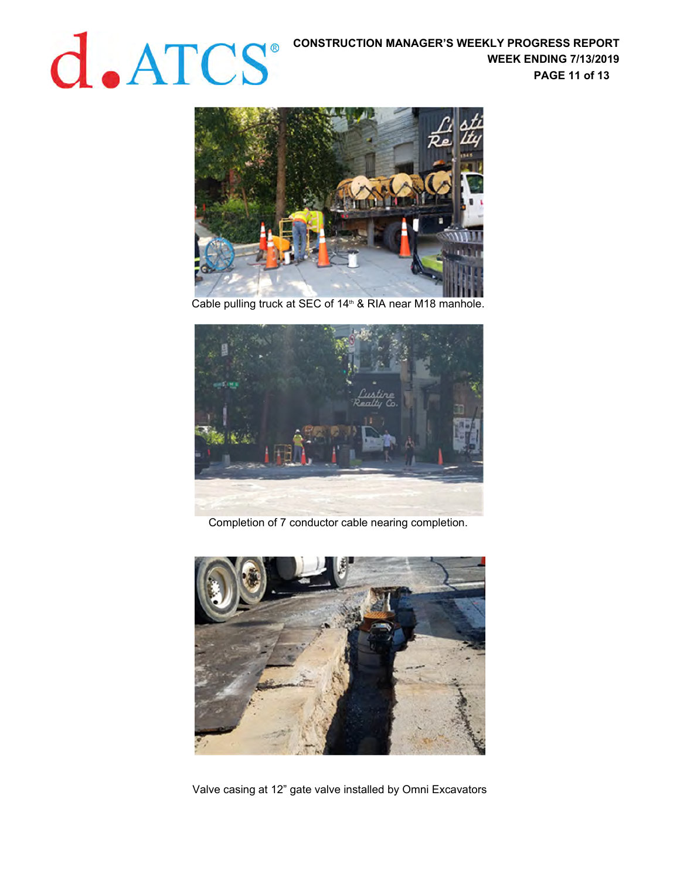Cable pulling truck at SEC of 14th & RIA near M18 manhole.

Completion of 7 conductor cable nearing completion.

Valve casing at 12” gate valve installed by Omni Excavators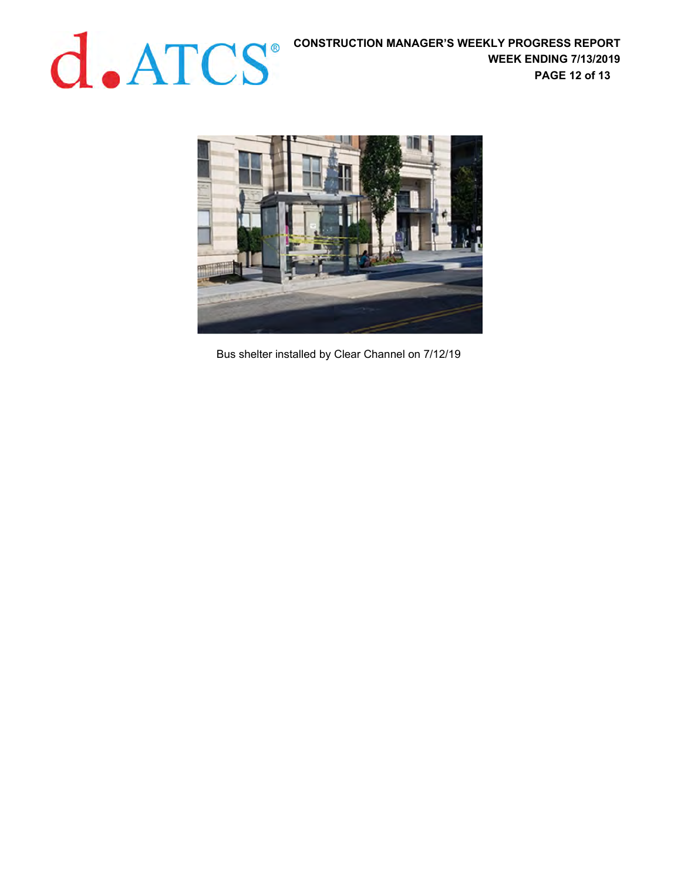Bus shelter installed by Clear Channel on 7/12/19